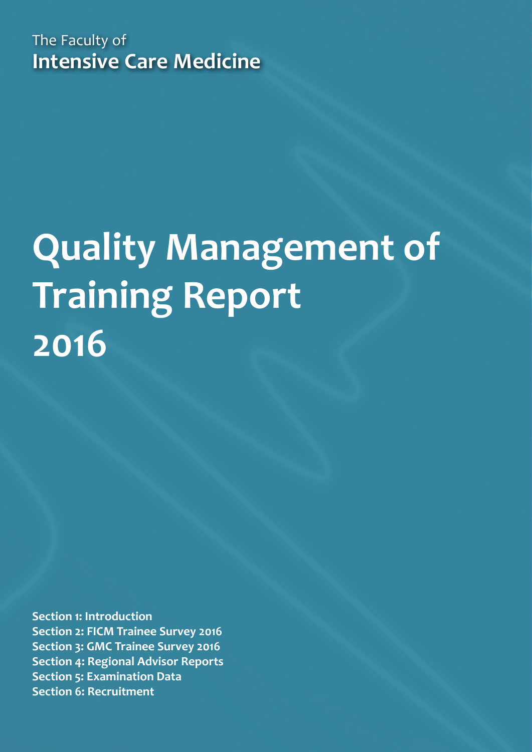The Faculty of
**Intensive Care Medicine**

# Quality Management of Training Report 2016

**Section 1: Introduction**
**Section 2: FICM Trainee Survey 2016**
**Section 3: GMC Trainee Survey 2016**
**Section 4: Regional Advisor Reports**
**Section 5: Examination Data**
**Section 6: Recruitment**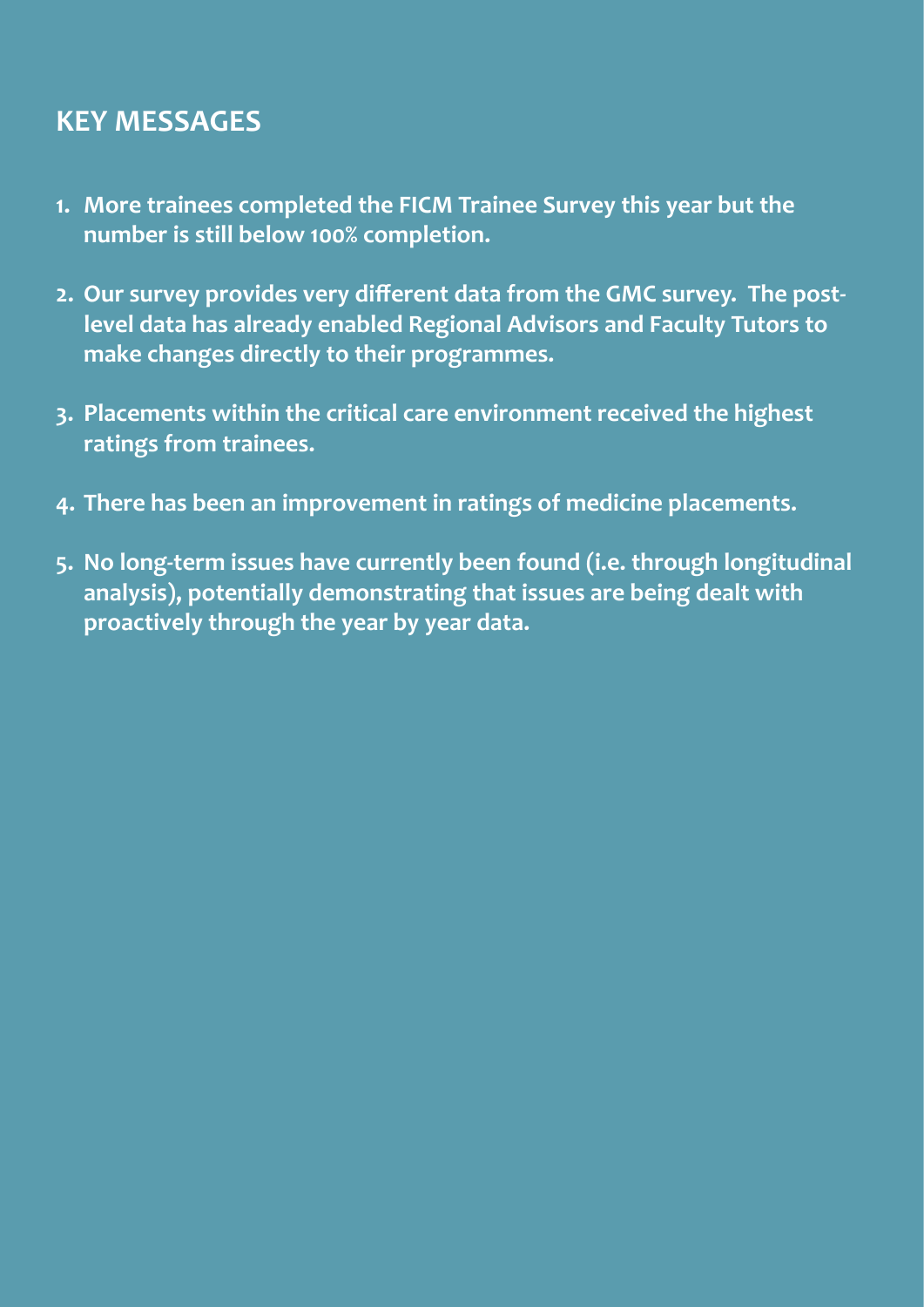## KEY MESSAGES

1. **More trainees completed the FICM Trainee Survey this year but the number is still below 100% completion.**

2. **Our survey provides very different data from the GMC survey. The post-level data has already enabled Regional Advisors and Faculty Tutors to make changes directly to their programmes.**

3. **Placements within the critical care environment received the highest ratings from trainees.**

4. **There has been an improvement in ratings of medicine placements.**

5. **No long-term issues have currently been found (i.e. through longitudinal analysis), potentially demonstrating that issues are being dealt with proactively through the year by year data.**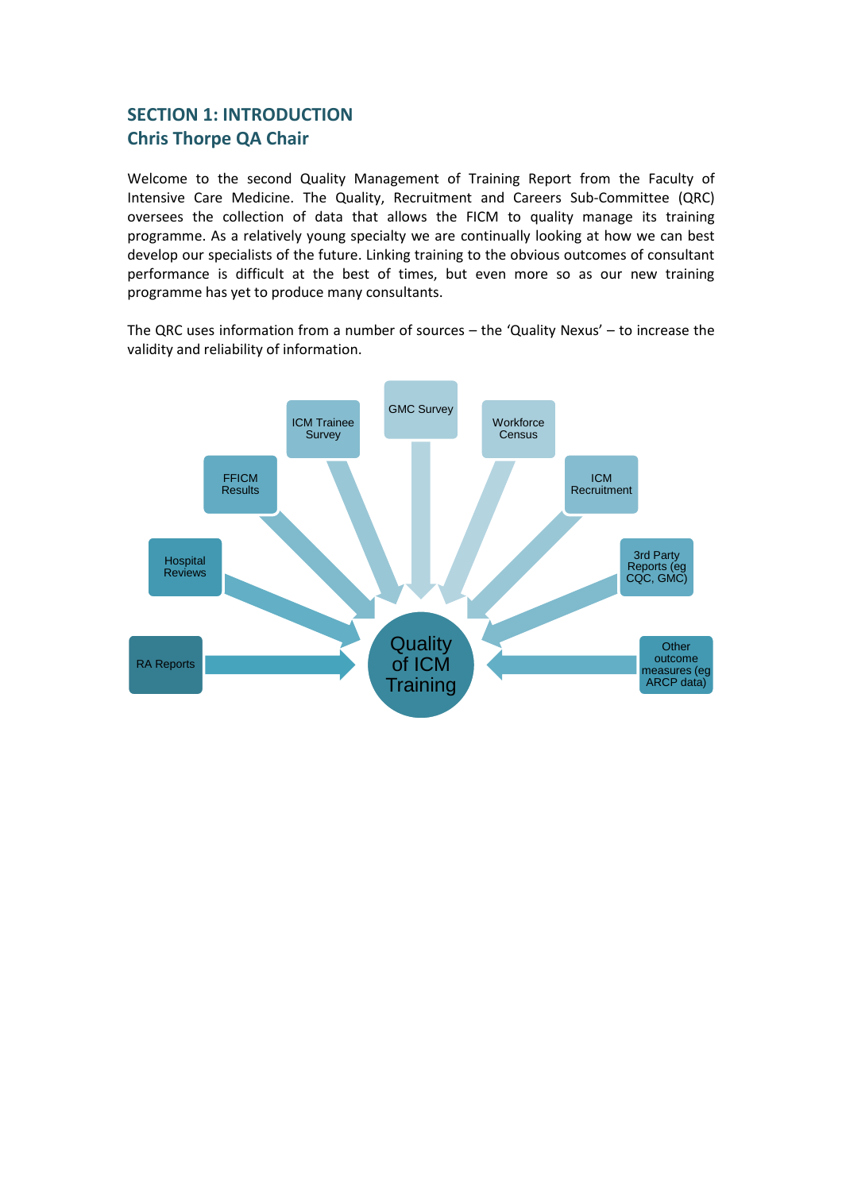## SECTION 1: INTRODUCTION
## Chris Thorpe QA Chair

Welcome to the second Quality Management of Training Report from the Faculty of Intensive Care Medicine. The Quality, Recruitment and Careers Sub-Committee (QRC) oversees the collection of data that allows the FICM to quality manage its training programme. As a relatively young specialty we are continually looking at how we can best develop our specialists of the future. Linking training to the obvious outcomes of consultant performance is difficult at the best of times, but even more so as our new training programme has yet to produce many consultants.

The QRC uses information from a number of sources – the 'Quality Nexus' – to increase the validity and reliability of information.

- RA Reports
- Hospital Reviews
- FFICM Results
- ICM Trainee Survey
- GMC Survey
- Workforce Census
- ICM Recruitment
- 3rd Party Reports (eg CQC, GMC)
- Other outcome measures (eg ARCP data)

→ Quality of ICM Training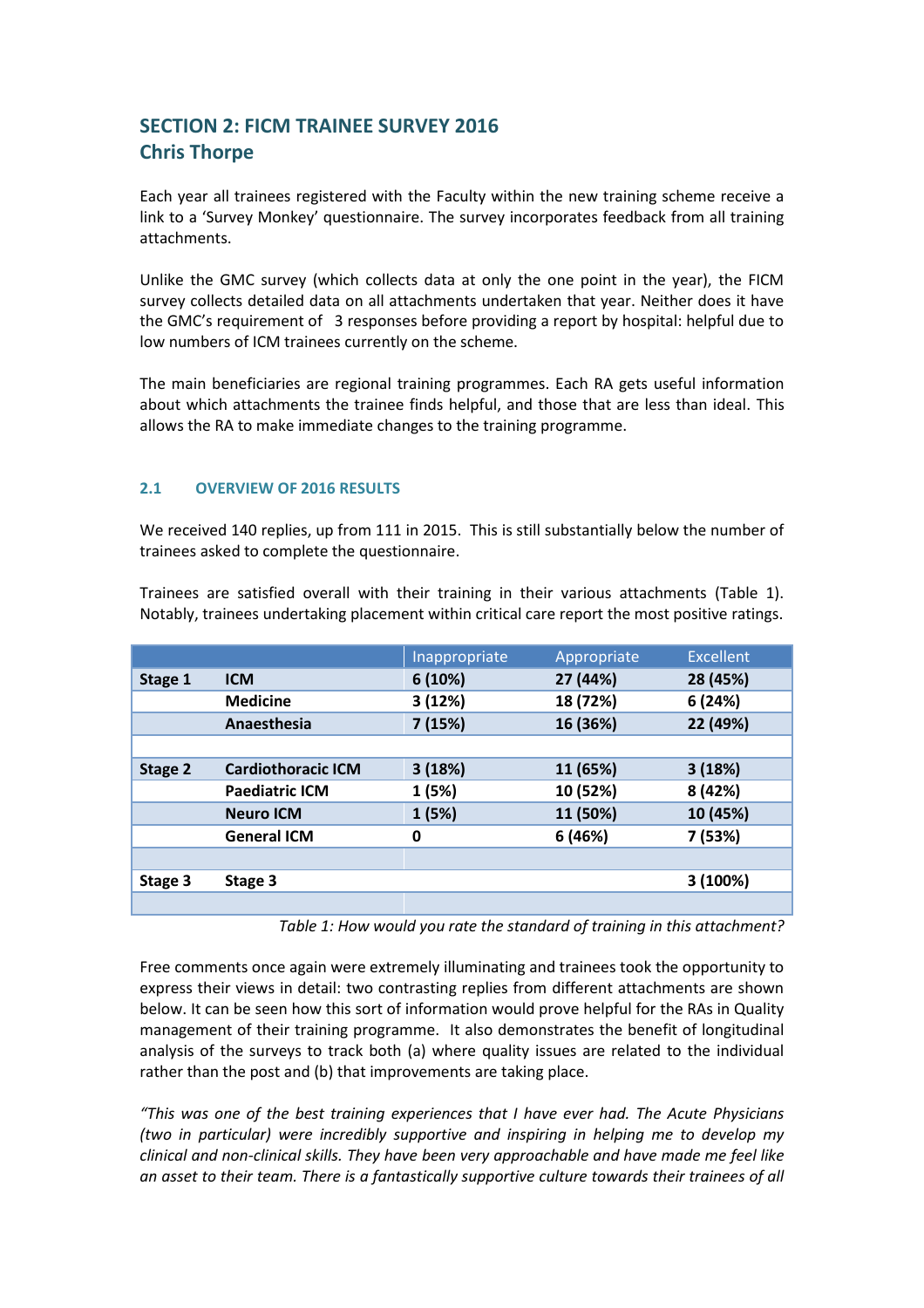## SECTION 2: FICM TRAINEE SURVEY 2016
## Chris Thorpe

Each year all trainees registered with the Faculty within the new training scheme receive a link to a 'Survey Monkey' questionnaire. The survey incorporates feedback from all training attachments.

Unlike the GMC survey (which collects data at only the one point in the year), the FICM survey collects detailed data on all attachments undertaken that year. Neither does it have the GMC's requirement of 3 responses before providing a report by hospital: helpful due to low numbers of ICM trainees currently on the scheme.

The main beneficiaries are regional training programmes. Each RA gets useful information about which attachments the trainee finds helpful, and those that are less than ideal. This allows the RA to make immediate changes to the training programme.

### 2.1 OVERVIEW OF 2016 RESULTS

We received 140 replies, up from 111 in 2015. This is still substantially below the number of trainees asked to complete the questionnaire.

Trainees are satisfied overall with their training in their various attachments (Table 1). Notably, trainees undertaking placement within critical care report the most positive ratings.

| | | Inappropriate | Appropriate | Excellent |
|---|---|---|---|---|
| **Stage 1** | **ICM** | **6 (10%)** | **27 (44%)** | **28 (45%)** |
| | **Medicine** | **3 (12%)** | **18 (72%)** | **6 (24%)** |
| | **Anaesthesia** | **7 (15%)** | **16 (36%)** | **22 (49%)** |
| | | | | |
| **Stage 2** | **Cardiothoracic ICM** | **3 (18%)** | **11 (65%)** | **3 (18%)** |
| | **Paediatric ICM** | **1 (5%)** | **10 (52%)** | **8 (42%)** |
| | **Neuro ICM** | **1 (5%)** | **11 (50%)** | **10 (45%)** |
| | **General ICM** | **0** | **6 (46%)** | **7 (53%)** |
| | | | | |
| **Stage 3** | **Stage 3** | | | **3 (100%)** |
| | | | | |

*Table 1: How would you rate the standard of training in this attachment?*

Free comments once again were extremely illuminating and trainees took the opportunity to express their views in detail: two contrasting replies from different attachments are shown below. It can be seen how this sort of information would prove helpful for the RAs in Quality management of their training programme. It also demonstrates the benefit of longitudinal analysis of the surveys to track both (a) where quality issues are related to the individual rather than the post and (b) that improvements are taking place.

*"This was one of the best training experiences that I have ever had. The Acute Physicians (two in particular) were incredibly supportive and inspiring in helping me to develop my clinical and non-clinical skills. They have been very approachable and have made me feel like an asset to their team. There is a fantastically supportive culture towards their trainees of all*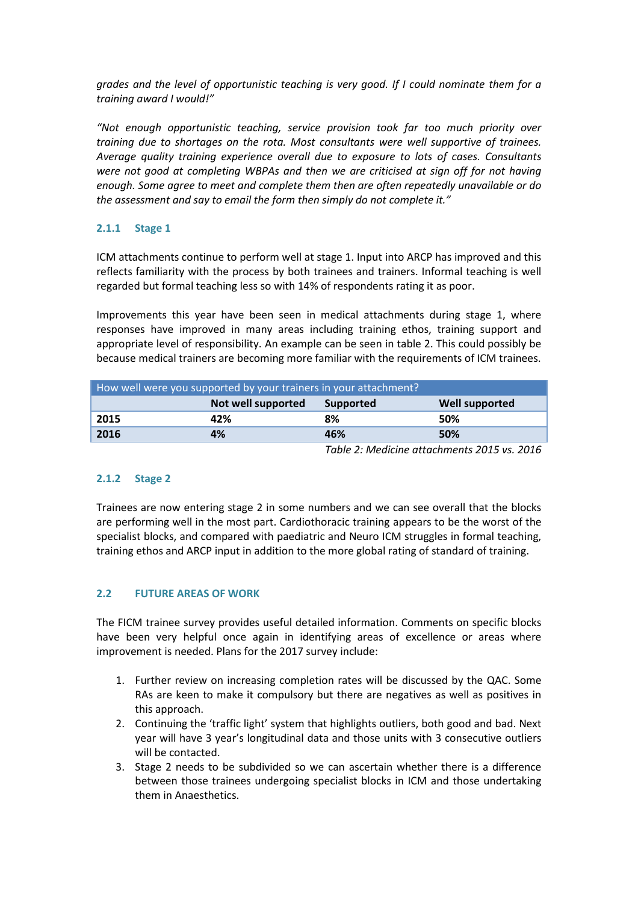*grades and the level of opportunistic teaching is very good. If I could nominate them for a training award I would!"*

*"Not enough opportunistic teaching, service provision took far too much priority over training due to shortages on the rota. Most consultants were well supportive of trainees. Average quality training experience overall due to exposure to lots of cases. Consultants were not good at completing WBPAs and then we are criticised at sign off for not having enough. Some agree to meet and complete them then are often repeatedly unavailable or do the assessment and say to email the form then simply do not complete it."*

### 2.1.1 Stage 1

ICM attachments continue to perform well at stage 1. Input into ARCP has improved and this reflects familiarity with the process by both trainees and trainers. Informal teaching is well regarded but formal teaching less so with 14% of respondents rating it as poor.

Improvements this year have been seen in medical attachments during stage 1, where responses have improved in many areas including training ethos, training support and appropriate level of responsibility. An example can be seen in table 2. This could possibly be because medical trainers are becoming more familiar with the requirements of ICM trainees.

| How well were you supported by your trainers in your attachment? | | | |
|---|---|---|---|
| | **Not well supported** | **Supported** | **Well supported** |
| **2015** | **42%** | **8%** | **50%** |
| **2016** | **4%** | **46%** | **50%** |

*Table 2: Medicine attachments 2015 vs. 2016*

### 2.1.2 Stage 2

Trainees are now entering stage 2 in some numbers and we can see overall that the blocks are performing well in the most part. Cardiothoracic training appears to be the worst of the specialist blocks, and compared with paediatric and Neuro ICM struggles in formal teaching, training ethos and ARCP input in addition to the more global rating of standard of training.

## 2.2 FUTURE AREAS OF WORK

The FICM trainee survey provides useful detailed information. Comments on specific blocks have been very helpful once again in identifying areas of excellence or areas where improvement is needed. Plans for the 2017 survey include:

1. Further review on increasing completion rates will be discussed by the QAC. Some RAs are keen to make it compulsory but there are negatives as well as positives in this approach.
2. Continuing the 'traffic light' system that highlights outliers, both good and bad. Next year will have 3 year's longitudinal data and those units with 3 consecutive outliers will be contacted.
3. Stage 2 needs to be subdivided so we can ascertain whether there is a difference between those trainees undergoing specialist blocks in ICM and those undertaking them in Anaesthetics.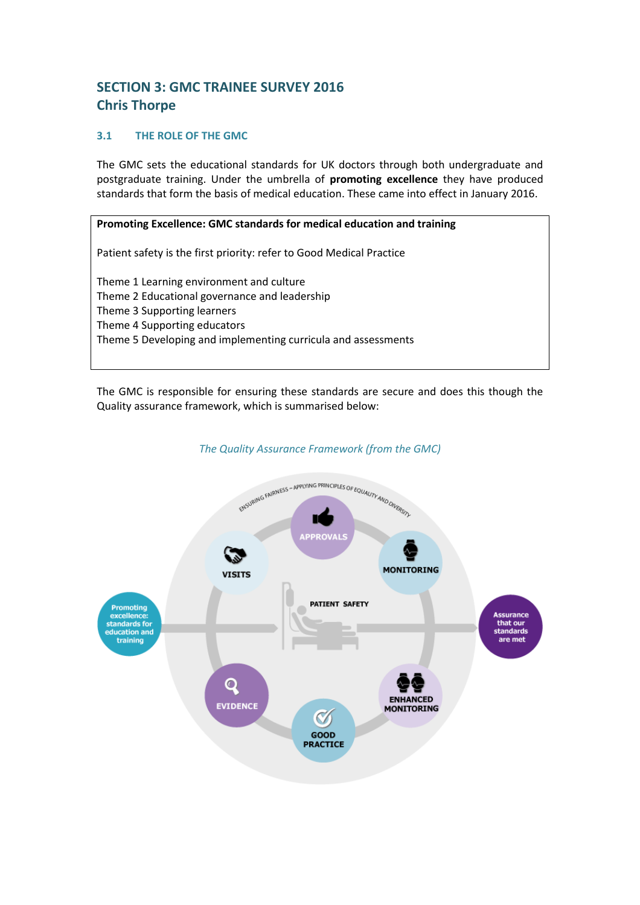# SECTION 3: GMC TRAINEE SURVEY 2016
## Chris Thorpe

### 3.1 THE ROLE OF THE GMC

The GMC sets the educational standards for UK doctors through both undergraduate and postgraduate training. Under the umbrella of **promoting excellence** they have produced standards that form the basis of medical education. These came into effect in January 2016.

| **Promoting Excellence: GMC standards for medical education and training** |
|---|
| Patient safety is the first priority: refer to Good Medical Practice |
| Theme 1 Learning environment and culture<br>Theme 2 Educational governance and leadership<br>Theme 3 Supporting learners<br>Theme 4 Supporting educators<br>Theme 5 Developing and implementing curricula and assessments |

The GMC is responsible for ensuring these standards are secure and does this though the Quality assurance framework, which is summarised below:

*The Quality Assurance Framework (from the GMC)*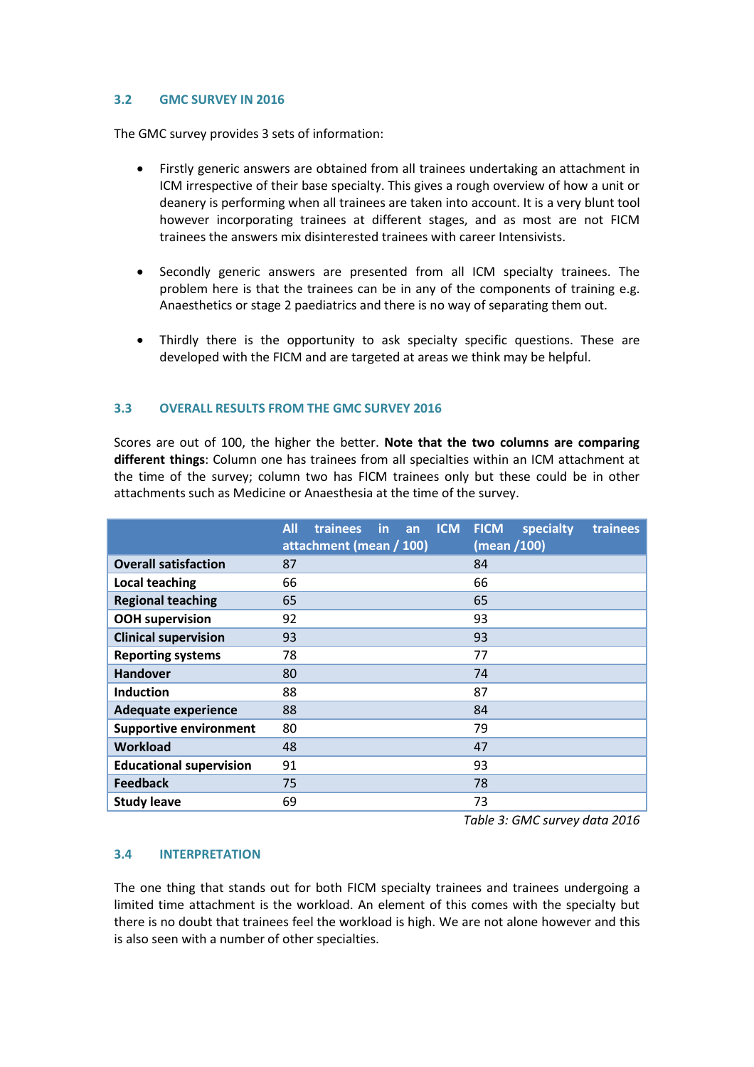### 3.2 GMC SURVEY IN 2016

The GMC survey provides 3 sets of information:

- Firstly generic answers are obtained from all trainees undertaking an attachment in ICM irrespective of their base specialty. This gives a rough overview of how a unit or deanery is performing when all trainees are taken into account. It is a very blunt tool however incorporating trainees at different stages, and as most are not FICM trainees the answers mix disinterested trainees with career Intensivists.

- Secondly generic answers are presented from all ICM specialty trainees. The problem here is that the trainees can be in any of the components of training e.g. Anaesthetics or stage 2 paediatrics and there is no way of separating them out.

- Thirdly there is the opportunity to ask specialty specific questions. These are developed with the FICM and are targeted at areas we think may be helpful.

### 3.3 OVERALL RESULTS FROM THE GMC SURVEY 2016

Scores are out of 100, the higher the better. **Note that the two columns are comparing different things**: Column one has trainees from all specialties within an ICM attachment at the time of the survey; column two has FICM trainees only but these could be in other attachments such as Medicine or Anaesthesia at the time of the survey.

| | All trainees in an ICM attachment (mean / 100) | FICM specialty trainees (mean /100) |
|---|---|---|
| **Overall satisfaction** | 87 | 84 |
| **Local teaching** | 66 | 66 |
| **Regional teaching** | 65 | 65 |
| **OOH supervision** | 92 | 93 |
| **Clinical supervision** | 93 | 93 |
| **Reporting systems** | 78 | 77 |
| **Handover** | 80 | 74 |
| **Induction** | 88 | 87 |
| **Adequate experience** | 88 | 84 |
| **Supportive environment** | 80 | 79 |
| **Workload** | 48 | 47 |
| **Educational supervision** | 91 | 93 |
| **Feedback** | 75 | 78 |
| **Study leave** | 69 | 73 |

*Table 3: GMC survey data 2016*

### 3.4 INTERPRETATION

The one thing that stands out for both FICM specialty trainees and trainees undergoing a limited time attachment is the workload. An element of this comes with the specialty but there is no doubt that trainees feel the workload is high. We are not alone however and this is also seen with a number of other specialties.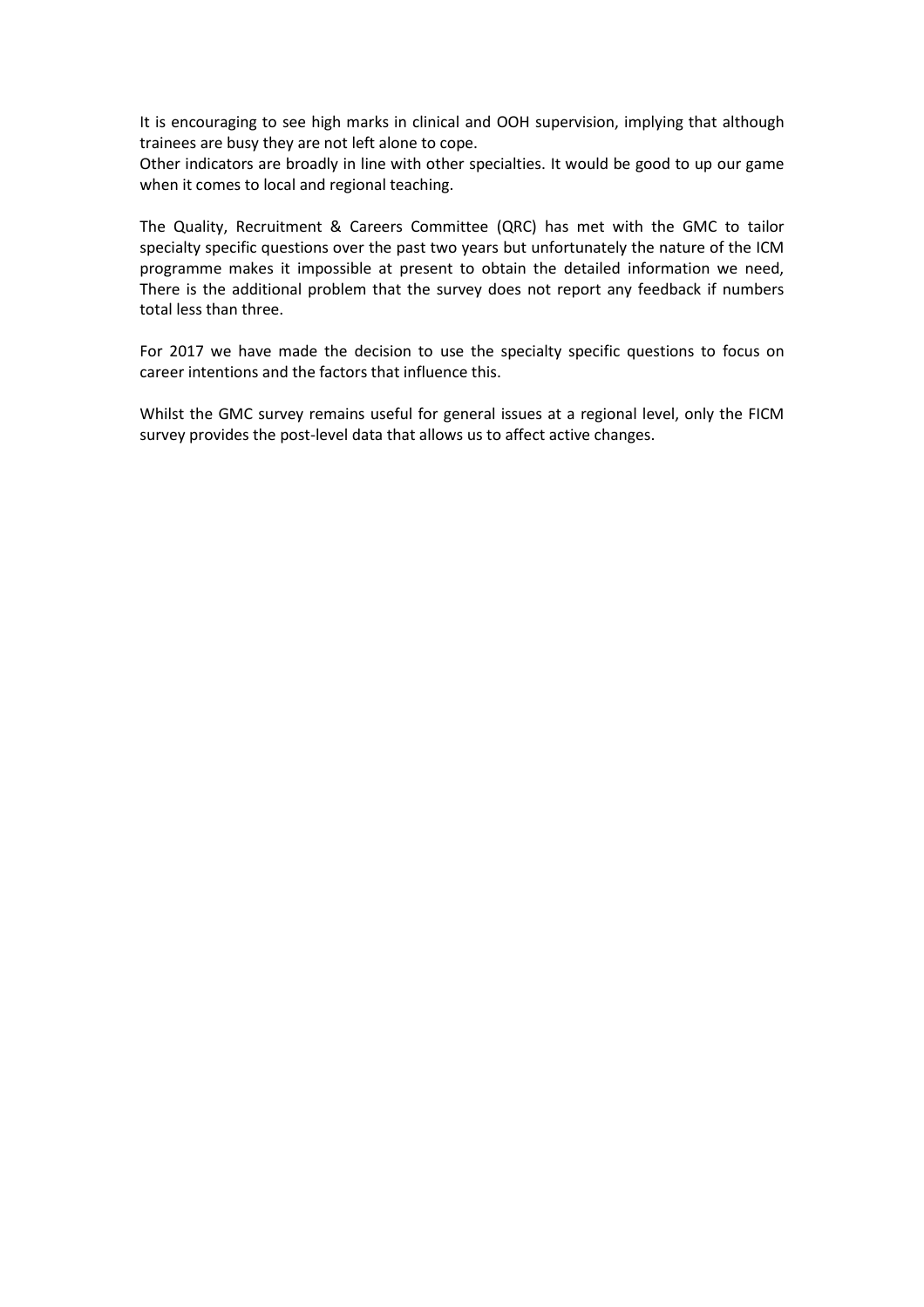It is encouraging to see high marks in clinical and OOH supervision, implying that although trainees are busy they are not left alone to cope.
Other indicators are broadly in line with other specialties. It would be good to up our game when it comes to local and regional teaching.

The Quality, Recruitment & Careers Committee (QRC) has met with the GMC to tailor specialty specific questions over the past two years but unfortunately the nature of the ICM programme makes it impossible at present to obtain the detailed information we need, There is the additional problem that the survey does not report any feedback if numbers total less than three.

For 2017 we have made the decision to use the specialty specific questions to focus on career intentions and the factors that influence this.

Whilst the GMC survey remains useful for general issues at a regional level, only the FICM survey provides the post-level data that allows us to affect active changes.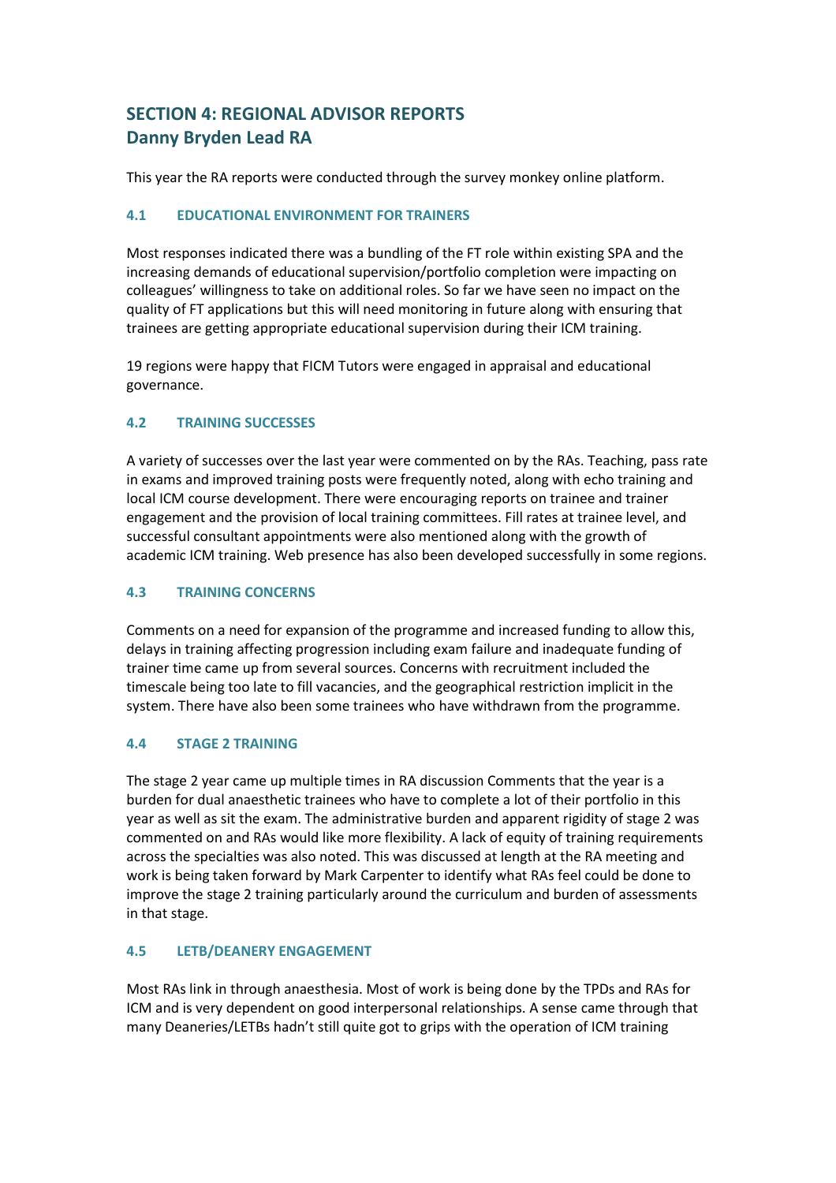## SECTION 4: REGIONAL ADVISOR REPORTS
## Danny Bryden Lead RA

This year the RA reports were conducted through the survey monkey online platform.

### 4.1 EDUCATIONAL ENVIRONMENT FOR TRAINERS

Most responses indicated there was a bundling of the FT role within existing SPA and the increasing demands of educational supervision/portfolio completion were impacting on colleagues' willingness to take on additional roles. So far we have seen no impact on the quality of FT applications but this will need monitoring in future along with ensuring that trainees are getting appropriate educational supervision during their ICM training.

19 regions were happy that FICM Tutors were engaged in appraisal and educational governance.

### 4.2 TRAINING SUCCESSES

A variety of successes over the last year were commented on by the RAs. Teaching, pass rate in exams and improved training posts were frequently noted, along with echo training and local ICM course development. There were encouraging reports on trainee and trainer engagement and the provision of local training committees. Fill rates at trainee level, and successful consultant appointments were also mentioned along with the growth of academic ICM training. Web presence has also been developed successfully in some regions.

### 4.3 TRAINING CONCERNS

Comments on a need for expansion of the programme and increased funding to allow this, delays in training affecting progression including exam failure and inadequate funding of trainer time came up from several sources. Concerns with recruitment included the timescale being too late to fill vacancies, and the geographical restriction implicit in the system. There have also been some trainees who have withdrawn from the programme.

### 4.4 STAGE 2 TRAINING

The stage 2 year came up multiple times in RA discussion Comments that the year is a burden for dual anaesthetic trainees who have to complete a lot of their portfolio in this year as well as sit the exam. The administrative burden and apparent rigidity of stage 2 was commented on and RAs would like more flexibility. A lack of equity of training requirements across the specialties was also noted. This was discussed at length at the RA meeting and work is being taken forward by Mark Carpenter to identify what RAs feel could be done to improve the stage 2 training particularly around the curriculum and burden of assessments in that stage.

### 4.5 LETB/DEANERY ENGAGEMENT

Most RAs link in through anaesthesia. Most of work is being done by the TPDs and RAs for ICM and is very dependent on good interpersonal relationships. A sense came through that many Deaneries/LETBs hadn't still quite got to grips with the operation of ICM training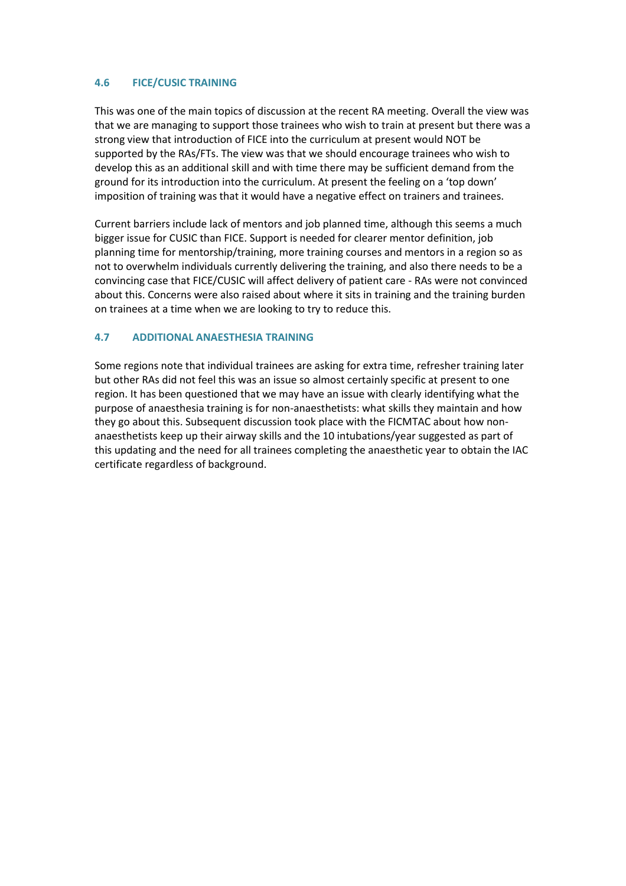### 4.6 FICE/CUSIC TRAINING

This was one of the main topics of discussion at the recent RA meeting. Overall the view was that we are managing to support those trainees who wish to train at present but there was a strong view that introduction of FICE into the curriculum at present would NOT be supported by the RAs/FTs. The view was that we should encourage trainees who wish to develop this as an additional skill and with time there may be sufficient demand from the ground for its introduction into the curriculum. At present the feeling on a 'top down' imposition of training was that it would have a negative effect on trainers and trainees.

Current barriers include lack of mentors and job planned time, although this seems a much bigger issue for CUSIC than FICE. Support is needed for clearer mentor definition, job planning time for mentorship/training, more training courses and mentors in a region so as not to overwhelm individuals currently delivering the training, and also there needs to be a convincing case that FICE/CUSIC will affect delivery of patient care - RAs were not convinced about this. Concerns were also raised about where it sits in training and the training burden on trainees at a time when we are looking to try to reduce this.

### 4.7 ADDITIONAL ANAESTHESIA TRAINING

Some regions note that individual trainees are asking for extra time, refresher training later but other RAs did not feel this was an issue so almost certainly specific at present to one region. It has been questioned that we may have an issue with clearly identifying what the purpose of anaesthesia training is for non-anaesthetists: what skills they maintain and how they go about this. Subsequent discussion took place with the FICMTAC about how non-anaesthetists keep up their airway skills and the 10 intubations/year suggested as part of this updating and the need for all trainees completing the anaesthetic year to obtain the IAC certificate regardless of background.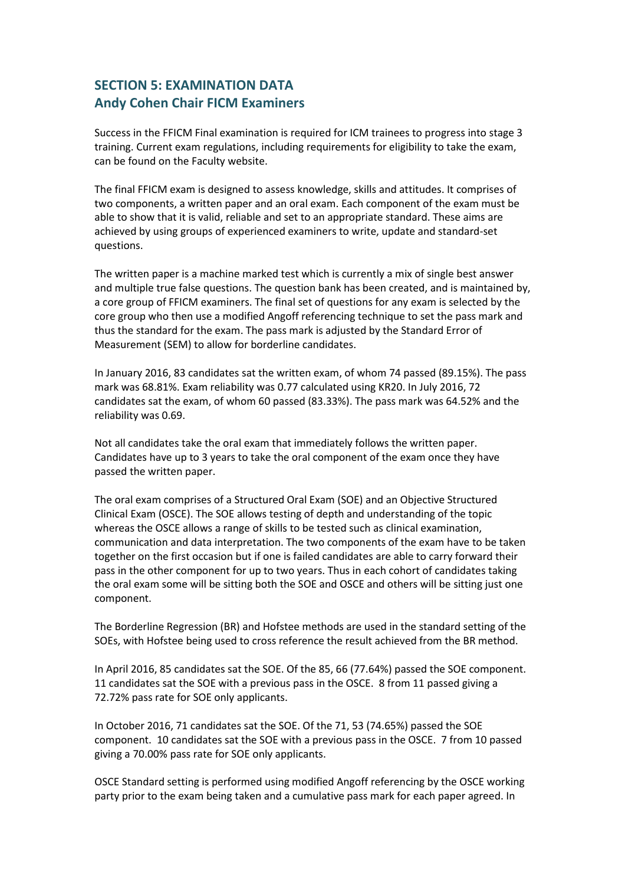## SECTION 5: EXAMINATION DATA
## Andy Cohen Chair FICM Examiners

Success in the FFICM Final examination is required for ICM trainees to progress into stage 3 training. Current exam regulations, including requirements for eligibility to take the exam, can be found on the Faculty website.

The final FFICM exam is designed to assess knowledge, skills and attitudes. It comprises of two components, a written paper and an oral exam. Each component of the exam must be able to show that it is valid, reliable and set to an appropriate standard. These aims are achieved by using groups of experienced examiners to write, update and standard-set questions.

The written paper is a machine marked test which is currently a mix of single best answer and multiple true false questions. The question bank has been created, and is maintained by, a core group of FFICM examiners. The final set of questions for any exam is selected by the core group who then use a modified Angoff referencing technique to set the pass mark and thus the standard for the exam. The pass mark is adjusted by the Standard Error of Measurement (SEM) to allow for borderline candidates.

In January 2016, 83 candidates sat the written exam, of whom 74 passed (89.15%). The pass mark was 68.81%. Exam reliability was 0.77 calculated using KR20. In July 2016, 72 candidates sat the exam, of whom 60 passed (83.33%). The pass mark was 64.52% and the reliability was 0.69.

Not all candidates take the oral exam that immediately follows the written paper. Candidates have up to 3 years to take the oral component of the exam once they have passed the written paper.

The oral exam comprises of a Structured Oral Exam (SOE) and an Objective Structured Clinical Exam (OSCE). The SOE allows testing of depth and understanding of the topic whereas the OSCE allows a range of skills to be tested such as clinical examination, communication and data interpretation. The two components of the exam have to be taken together on the first occasion but if one is failed candidates are able to carry forward their pass in the other component for up to two years. Thus in each cohort of candidates taking the oral exam some will be sitting both the SOE and OSCE and others will be sitting just one component.

The Borderline Regression (BR) and Hofstee methods are used in the standard setting of the SOEs, with Hofstee being used to cross reference the result achieved from the BR method.

In April 2016, 85 candidates sat the SOE. Of the 85, 66 (77.64%) passed the SOE component. 11 candidates sat the SOE with a previous pass in the OSCE. 8 from 11 passed giving a 72.72% pass rate for SOE only applicants.

In October 2016, 71 candidates sat the SOE. Of the 71, 53 (74.65%) passed the SOE component. 10 candidates sat the SOE with a previous pass in the OSCE. 7 from 10 passed giving a 70.00% pass rate for SOE only applicants.

OSCE Standard setting is performed using modified Angoff referencing by the OSCE working party prior to the exam being taken and a cumulative pass mark for each paper agreed. In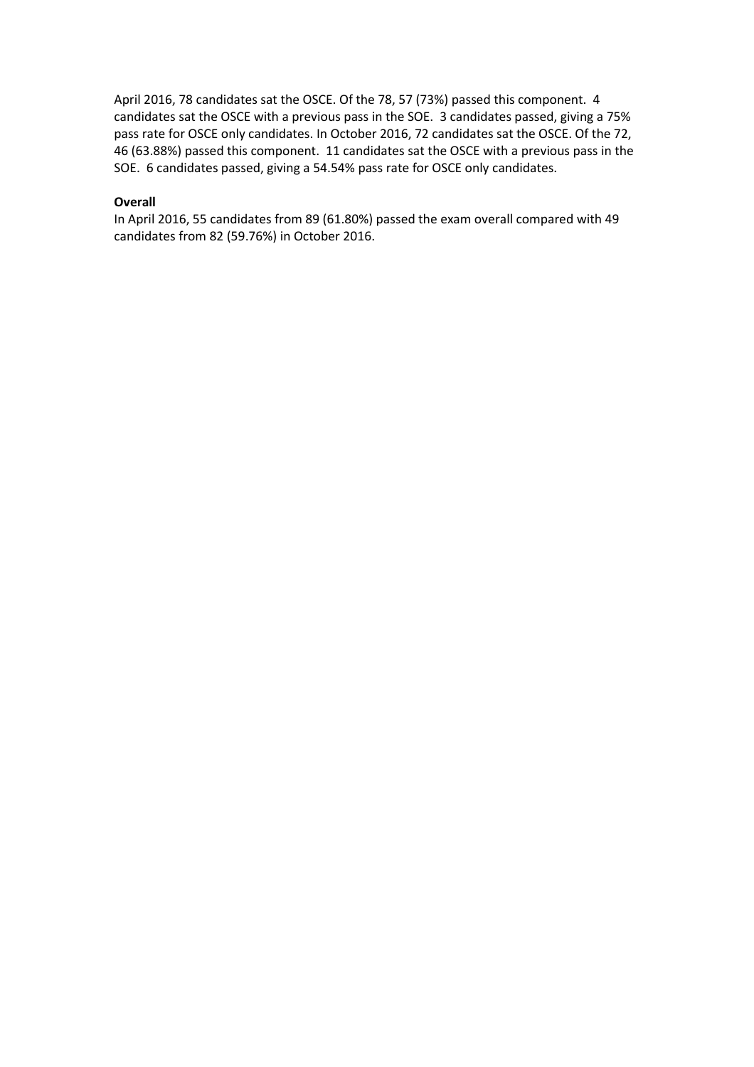April 2016, 78 candidates sat the OSCE. Of the 78, 57 (73%) passed this component. 4 candidates sat the OSCE with a previous pass in the SOE. 3 candidates passed, giving a 75% pass rate for OSCE only candidates. In October 2016, 72 candidates sat the OSCE. Of the 72, 46 (63.88%) passed this component. 11 candidates sat the OSCE with a previous pass in the SOE. 6 candidates passed, giving a 54.54% pass rate for OSCE only candidates.

**Overall**

In April 2016, 55 candidates from 89 (61.80%) passed the exam overall compared with 49 candidates from 82 (59.76%) in October 2016.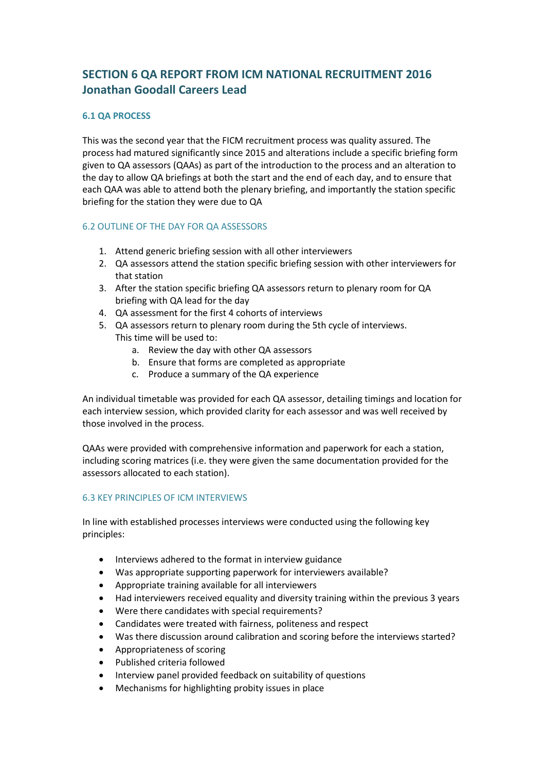# SECTION 6 QA REPORT FROM ICM NATIONAL RECRUITMENT 2016
# Jonathan Goodall Careers Lead

## 6.1 QA PROCESS

This was the second year that the FICM recruitment process was quality assured. The process had matured significantly since 2015 and alterations include a specific briefing form given to QA assessors (QAAs) as part of the introduction to the process and an alteration to the day to allow QA briefings at both the start and the end of each day, and to ensure that each QAA was able to attend both the plenary briefing, and importantly the station specific briefing for the station they were due to QA

## 6.2 OUTLINE OF THE DAY FOR QA ASSESSORS

1. Attend generic briefing session with all other interviewers
2. QA assessors attend the station specific briefing session with other interviewers for that station
3. After the station specific briefing QA assessors return to plenary room for QA briefing with QA lead for the day
4. QA assessment for the first 4 cohorts of interviews
5. QA assessors return to plenary room during the 5th cycle of interviews. This time will be used to:
   a. Review the day with other QA assessors
   b. Ensure that forms are completed as appropriate
   c. Produce a summary of the QA experience

An individual timetable was provided for each QA assessor, detailing timings and location for each interview session, which provided clarity for each assessor and was well received by those involved in the process.

QAAs were provided with comprehensive information and paperwork for each a station, including scoring matrices (i.e. they were given the same documentation provided for the assessors allocated to each station).

## 6.3 KEY PRINCIPLES OF ICM INTERVIEWS

In line with established processes interviews were conducted using the following key principles:

- Interviews adhered to the format in interview guidance
- Was appropriate supporting paperwork for interviewers available?
- Appropriate training available for all interviewers
- Had interviewers received equality and diversity training within the previous 3 years
- Were there candidates with special requirements?
- Candidates were treated with fairness, politeness and respect
- Was there discussion around calibration and scoring before the interviews started?
- Appropriateness of scoring
- Published criteria followed
- Interview panel provided feedback on suitability of questions
- Mechanisms for highlighting probity issues in place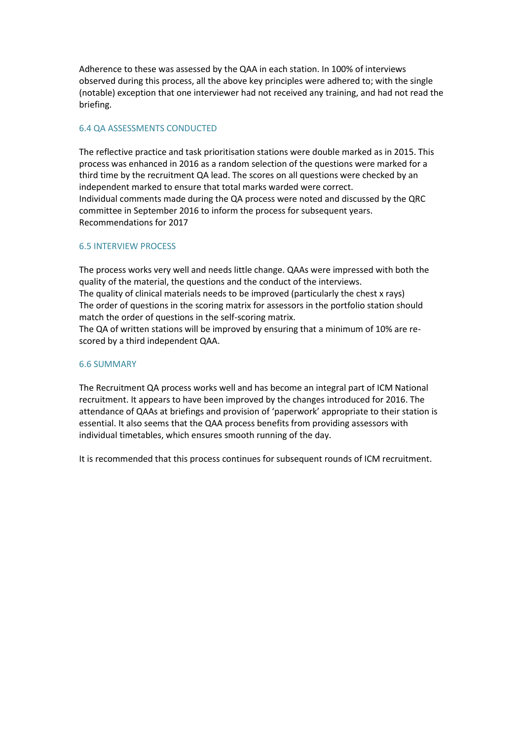Adherence to these was assessed by the QAA in each station. In 100% of interviews observed during this process, all the above key principles were adhered to; with the single (notable) exception that one interviewer had not received any training, and had not read the briefing.

### 6.4 QA ASSESSMENTS CONDUCTED

The reflective practice and task prioritisation stations were double marked as in 2015. This process was enhanced in 2016 as a random selection of the questions were marked for a third time by the recruitment QA lead. The scores on all questions were checked by an independent marked to ensure that total marks warded were correct.
Individual comments made during the QA process were noted and discussed by the QRC committee in September 2016 to inform the process for subsequent years.
Recommendations for 2017

### 6.5 INTERVIEW PROCESS

The process works very well and needs little change. QAAs were impressed with both the quality of the material, the questions and the conduct of the interviews.
The quality of clinical materials needs to be improved (particularly the chest x rays)
The order of questions in the scoring matrix for assessors in the portfolio station should match the order of questions in the self-scoring matrix.
The QA of written stations will be improved by ensuring that a minimum of 10% are re-scored by a third independent QAA.

### 6.6 SUMMARY

The Recruitment QA process works well and has become an integral part of ICM National recruitment. It appears to have been improved by the changes introduced for 2016. The attendance of QAAs at briefings and provision of 'paperwork' appropriate to their station is essential. It also seems that the QAA process benefits from providing assessors with individual timetables, which ensures smooth running of the day.

It is recommended that this process continues for subsequent rounds of ICM recruitment.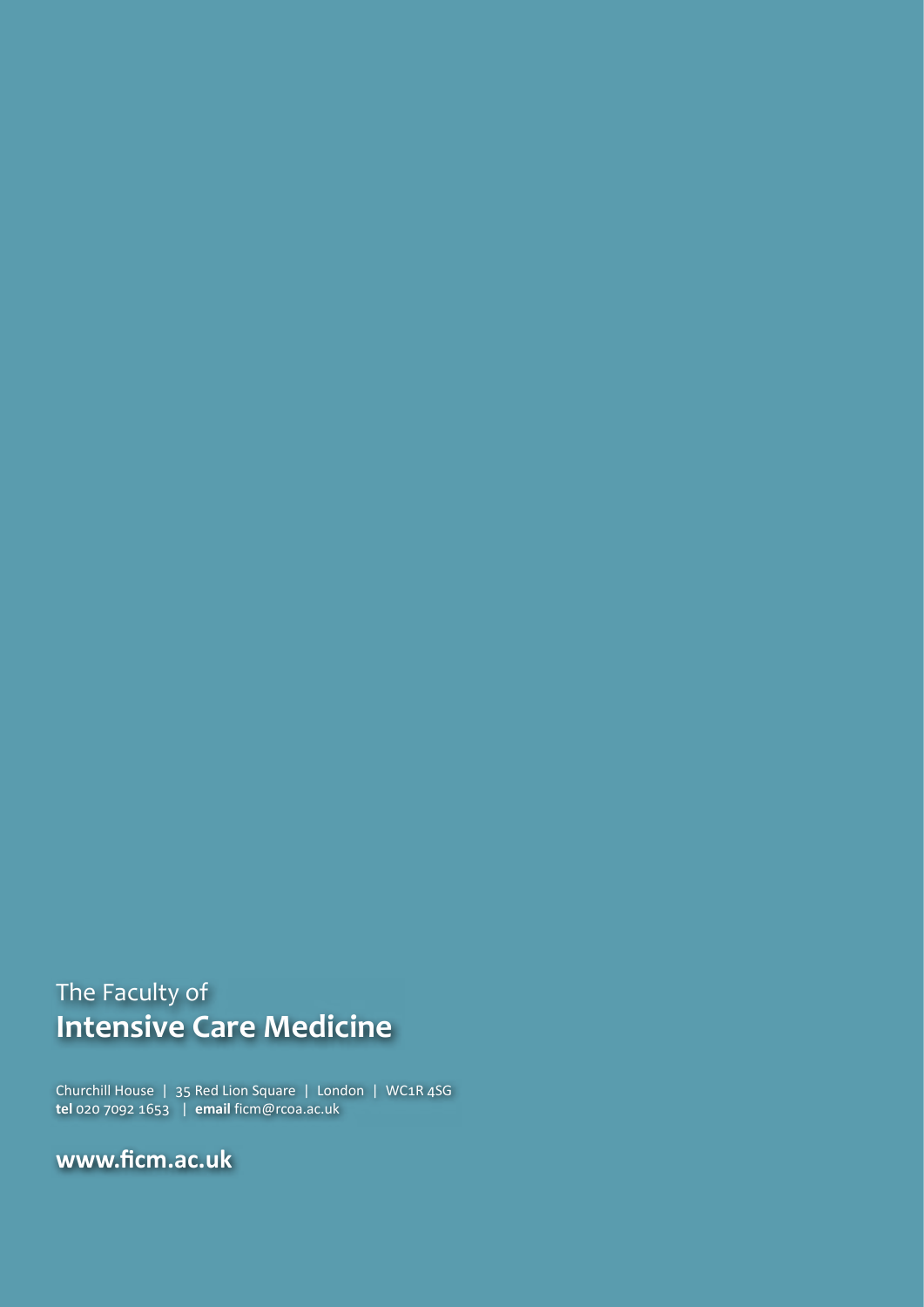The Faculty of
**Intensive Care Medicine**

Churchill House | 35 Red Lion Square | London | WC1R 4SG
**tel** 020 7092 1653 | **email** ficm@rcoa.ac.uk

**www.ficm.ac.uk**